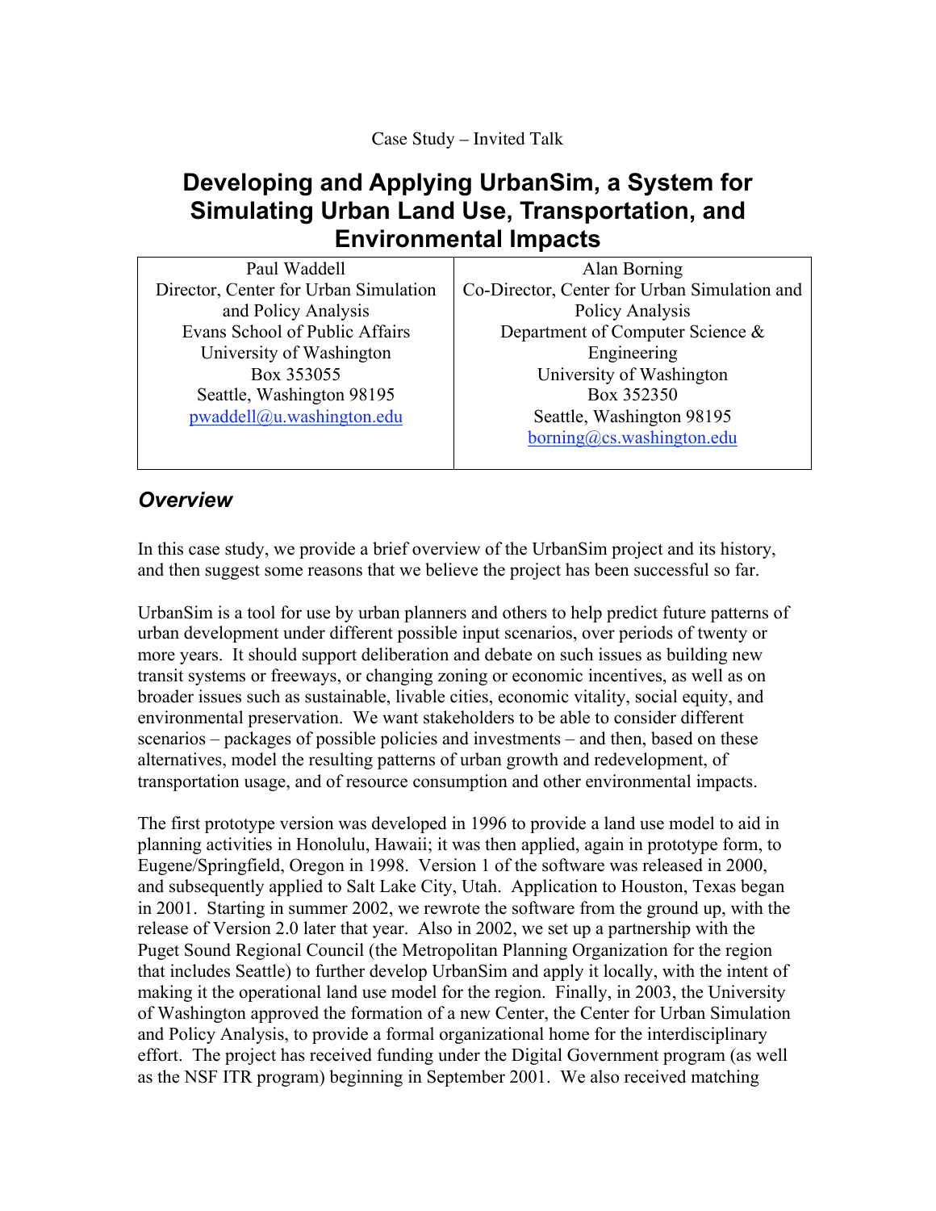Case Study – Invited Talk

# Developing and Applying UrbanSim, a System for Simulating Urban Land Use, Transportation, and Environmental Impacts

| Paul Waddell<br>Director, Center for Urban Simulation and Policy Analysis<br>Evans School of Public Affairs<br>University of Washington<br>Box 353055<br>Seattle, Washington 98195<br>pwaddell@u.washington.edu | Alan Borning<br>Co-Director, Center for Urban Simulation and Policy Analysis<br>Department of Computer Science & Engineering<br>University of Washington<br>Box 352350<br>Seattle, Washington 98195<br>borning@cs.washington.edu |
|---|---|

## *Overview*

In this case study, we provide a brief overview of the UrbanSim project and its history, and then suggest some reasons that we believe the project has been successful so far.

UrbanSim is a tool for use by urban planners and others to help predict future patterns of urban development under different possible input scenarios, over periods of twenty or more years. It should support deliberation and debate on such issues as building new transit systems or freeways, or changing zoning or economic incentives, as well as on broader issues such as sustainable, livable cities, economic vitality, social equity, and environmental preservation. We want stakeholders to be able to consider different scenarios – packages of possible policies and investments – and then, based on these alternatives, model the resulting patterns of urban growth and redevelopment, of transportation usage, and of resource consumption and other environmental impacts.

The first prototype version was developed in 1996 to provide a land use model to aid in planning activities in Honolulu, Hawaii; it was then applied, again in prototype form, to Eugene/Springfield, Oregon in 1998. Version 1 of the software was released in 2000, and subsequently applied to Salt Lake City, Utah. Application to Houston, Texas began in 2001. Starting in summer 2002, we rewrote the software from the ground up, with the release of Version 2.0 later that year. Also in 2002, we set up a partnership with the Puget Sound Regional Council (the Metropolitan Planning Organization for the region that includes Seattle) to further develop UrbanSim and apply it locally, with the intent of making it the operational land use model for the region. Finally, in 2003, the University of Washington approved the formation of a new Center, the Center for Urban Simulation and Policy Analysis, to provide a formal organizational home for the interdisciplinary effort. The project has received funding under the Digital Government program (as well as the NSF ITR program) beginning in September 2001. We also received matching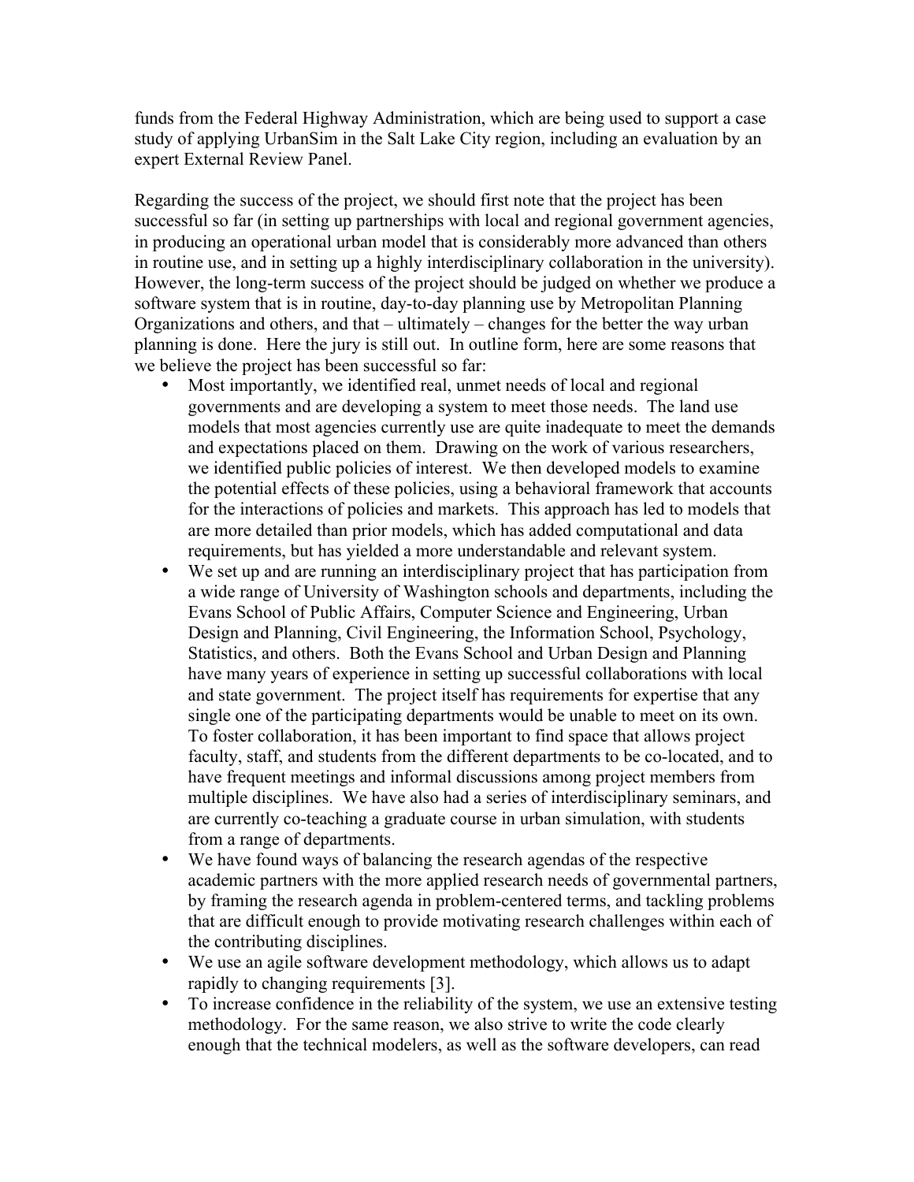funds from the Federal Highway Administration, which are being used to support a case study of applying UrbanSim in the Salt Lake City region, including an evaluation by an expert External Review Panel.

Regarding the success of the project, we should first note that the project has been successful so far (in setting up partnerships with local and regional government agencies, in producing an operational urban model that is considerably more advanced than others in routine use, and in setting up a highly interdisciplinary collaboration in the university). However, the long-term success of the project should be judged on whether we produce a software system that is in routine, day-to-day planning use by Metropolitan Planning Organizations and others, and that – ultimately – changes for the better the way urban planning is done. Here the jury is still out. In outline form, here are some reasons that we believe the project has been successful so far:

- Most importantly, we identified real, unmet needs of local and regional governments and are developing a system to meet those needs. The land use models that most agencies currently use are quite inadequate to meet the demands and expectations placed on them. Drawing on the work of various researchers, we identified public policies of interest. We then developed models to examine the potential effects of these policies, using a behavioral framework that accounts for the interactions of policies and markets. This approach has led to models that are more detailed than prior models, which has added computational and data requirements, but has yielded a more understandable and relevant system.
- We set up and are running an interdisciplinary project that has participation from a wide range of University of Washington schools and departments, including the Evans School of Public Affairs, Computer Science and Engineering, Urban Design and Planning, Civil Engineering, the Information School, Psychology, Statistics, and others. Both the Evans School and Urban Design and Planning have many years of experience in setting up successful collaborations with local and state government. The project itself has requirements for expertise that any single one of the participating departments would be unable to meet on its own. To foster collaboration, it has been important to find space that allows project faculty, staff, and students from the different departments to be co-located, and to have frequent meetings and informal discussions among project members from multiple disciplines. We have also had a series of interdisciplinary seminars, and are currently co-teaching a graduate course in urban simulation, with students from a range of departments.
- We have found ways of balancing the research agendas of the respective academic partners with the more applied research needs of governmental partners, by framing the research agenda in problem-centered terms, and tackling problems that are difficult enough to provide motivating research challenges within each of the contributing disciplines.
- We use an agile software development methodology, which allows us to adapt rapidly to changing requirements [3].
- To increase confidence in the reliability of the system, we use an extensive testing methodology. For the same reason, we also strive to write the code clearly enough that the technical modelers, as well as the software developers, can read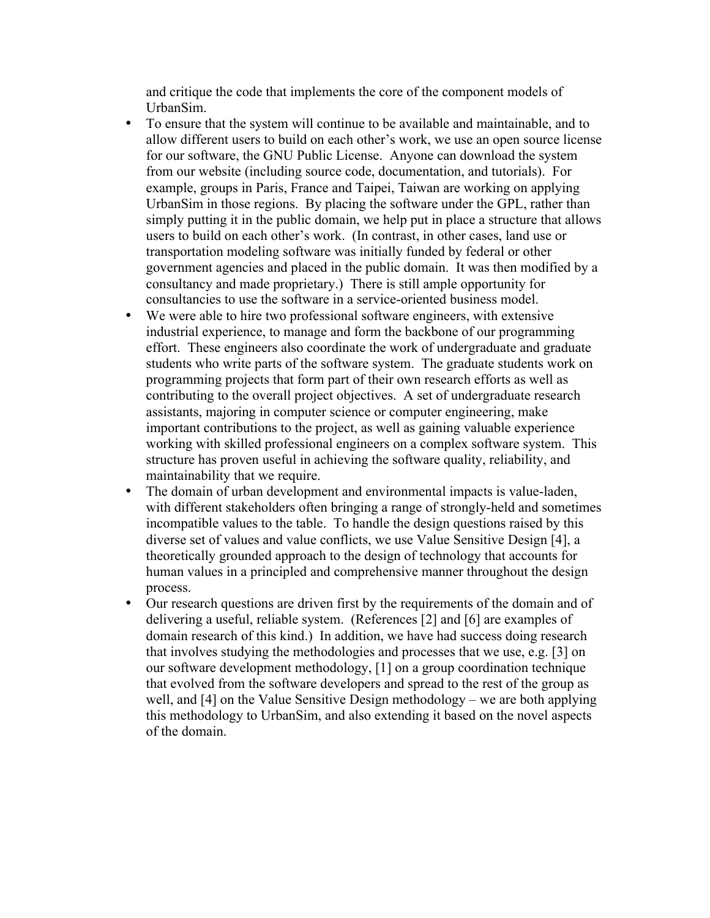and critique the code that implements the core of the component models of UrbanSim.

- To ensure that the system will continue to be available and maintainable, and to allow different users to build on each other's work, we use an open source license for our software, the GNU Public License. Anyone can download the system from our website (including source code, documentation, and tutorials). For example, groups in Paris, France and Taipei, Taiwan are working on applying UrbanSim in those regions. By placing the software under the GPL, rather than simply putting it in the public domain, we help put in place a structure that allows users to build on each other's work. (In contrast, in other cases, land use or transportation modeling software was initially funded by federal or other government agencies and placed in the public domain. It was then modified by a consultancy and made proprietary.) There is still ample opportunity for consultancies to use the software in a service-oriented business model.
- We were able to hire two professional software engineers, with extensive industrial experience, to manage and form the backbone of our programming effort. These engineers also coordinate the work of undergraduate and graduate students who write parts of the software system. The graduate students work on programming projects that form part of their own research efforts as well as contributing to the overall project objectives. A set of undergraduate research assistants, majoring in computer science or computer engineering, make important contributions to the project, as well as gaining valuable experience working with skilled professional engineers on a complex software system. This structure has proven useful in achieving the software quality, reliability, and maintainability that we require.
- The domain of urban development and environmental impacts is value-laden, with different stakeholders often bringing a range of strongly-held and sometimes incompatible values to the table. To handle the design questions raised by this diverse set of values and value conflicts, we use Value Sensitive Design [4], a theoretically grounded approach to the design of technology that accounts for human values in a principled and comprehensive manner throughout the design process.
- Our research questions are driven first by the requirements of the domain and of delivering a useful, reliable system. (References [2] and [6] are examples of domain research of this kind.) In addition, we have had success doing research that involves studying the methodologies and processes that we use, e.g. [3] on our software development methodology, [1] on a group coordination technique that evolved from the software developers and spread to the rest of the group as well, and [4] on the Value Sensitive Design methodology – we are both applying this methodology to UrbanSim, and also extending it based on the novel aspects of the domain.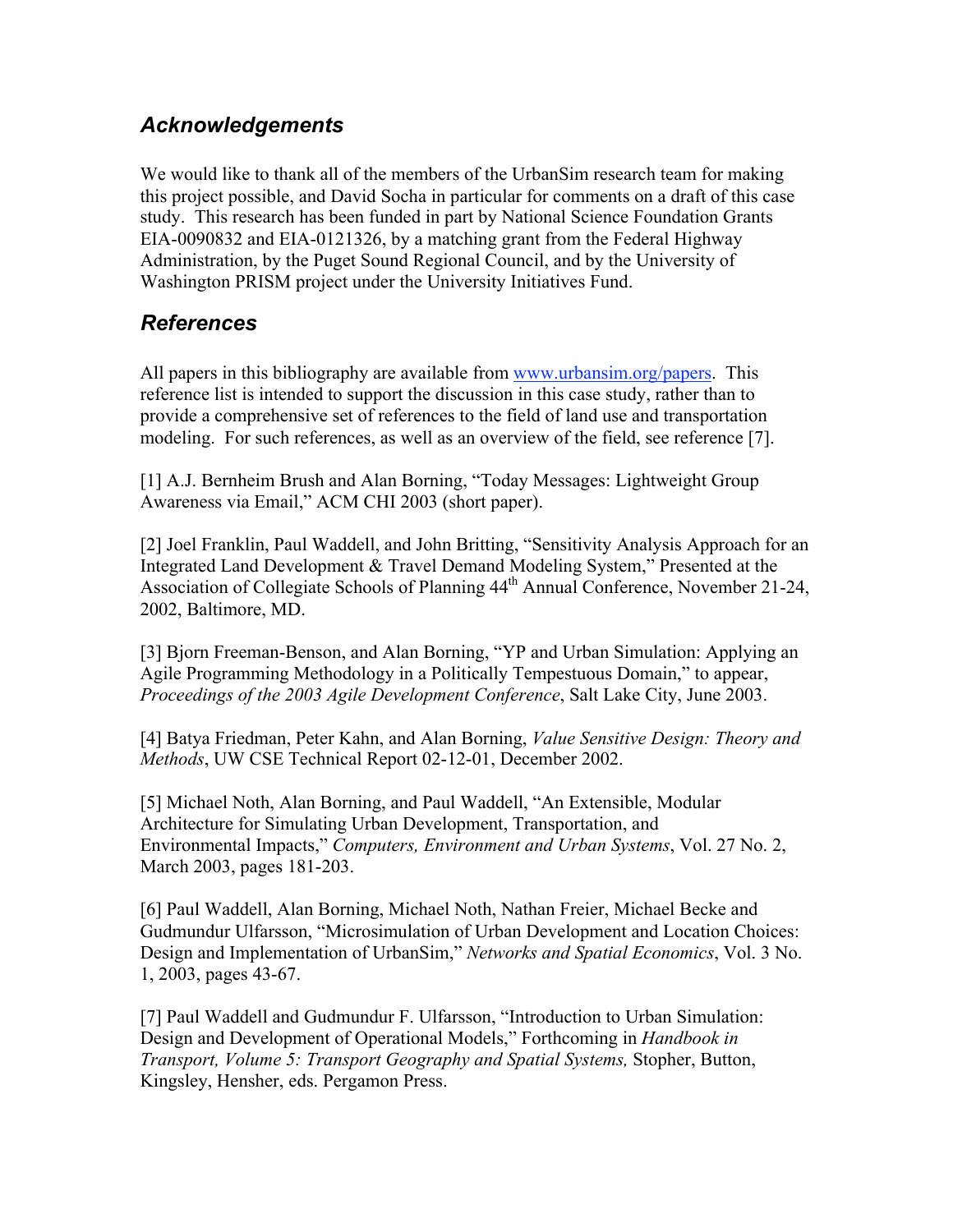## *Acknowledgements*

We would like to thank all of the members of the UrbanSim research team for making this project possible, and David Socha in particular for comments on a draft of this case study. This research has been funded in part by National Science Foundation Grants EIA-0090832 and EIA-0121326, by a matching grant from the Federal Highway Administration, by the Puget Sound Regional Council, and by the University of Washington PRISM project under the University Initiatives Fund.

## *References*

All papers in this bibliography are available from [www.urbansim.org/papers](http://www.urbansim.org/papers). This reference list is intended to support the discussion in this case study, rather than to provide a comprehensive set of references to the field of land use and transportation modeling. For such references, as well as an overview of the field, see reference [7].

[1] A.J. Bernheim Brush and Alan Borning, "Today Messages: Lightweight Group Awareness via Email," ACM CHI 2003 (short paper).

[2] Joel Franklin, Paul Waddell, and John Britting, "Sensitivity Analysis Approach for an Integrated Land Development & Travel Demand Modeling System," Presented at the Association of Collegiate Schools of Planning 44th Annual Conference, November 21-24, 2002, Baltimore, MD.

[3] Bjorn Freeman-Benson, and Alan Borning, "YP and Urban Simulation: Applying an Agile Programming Methodology in a Politically Tempestuous Domain," to appear, *Proceedings of the 2003 Agile Development Conference*, Salt Lake City, June 2003.

[4] Batya Friedman, Peter Kahn, and Alan Borning, *Value Sensitive Design: Theory and Methods*, UW CSE Technical Report 02-12-01, December 2002.

[5] Michael Noth, Alan Borning, and Paul Waddell, "An Extensible, Modular Architecture for Simulating Urban Development, Transportation, and Environmental Impacts," *Computers, Environment and Urban Systems*, Vol. 27 No. 2, March 2003, pages 181-203.

[6] Paul Waddell, Alan Borning, Michael Noth, Nathan Freier, Michael Becke and Gudmundur Ulfarsson, "Microsimulation of Urban Development and Location Choices: Design and Implementation of UrbanSim," *Networks and Spatial Economics*, Vol. 3 No. 1, 2003, pages 43-67.

[7] Paul Waddell and Gudmundur F. Ulfarsson, "Introduction to Urban Simulation: Design and Development of Operational Models," Forthcoming in *Handbook in Transport, Volume 5: Transport Geography and Spatial Systems,* Stopher, Button, Kingsley, Hensher, eds. Pergamon Press.